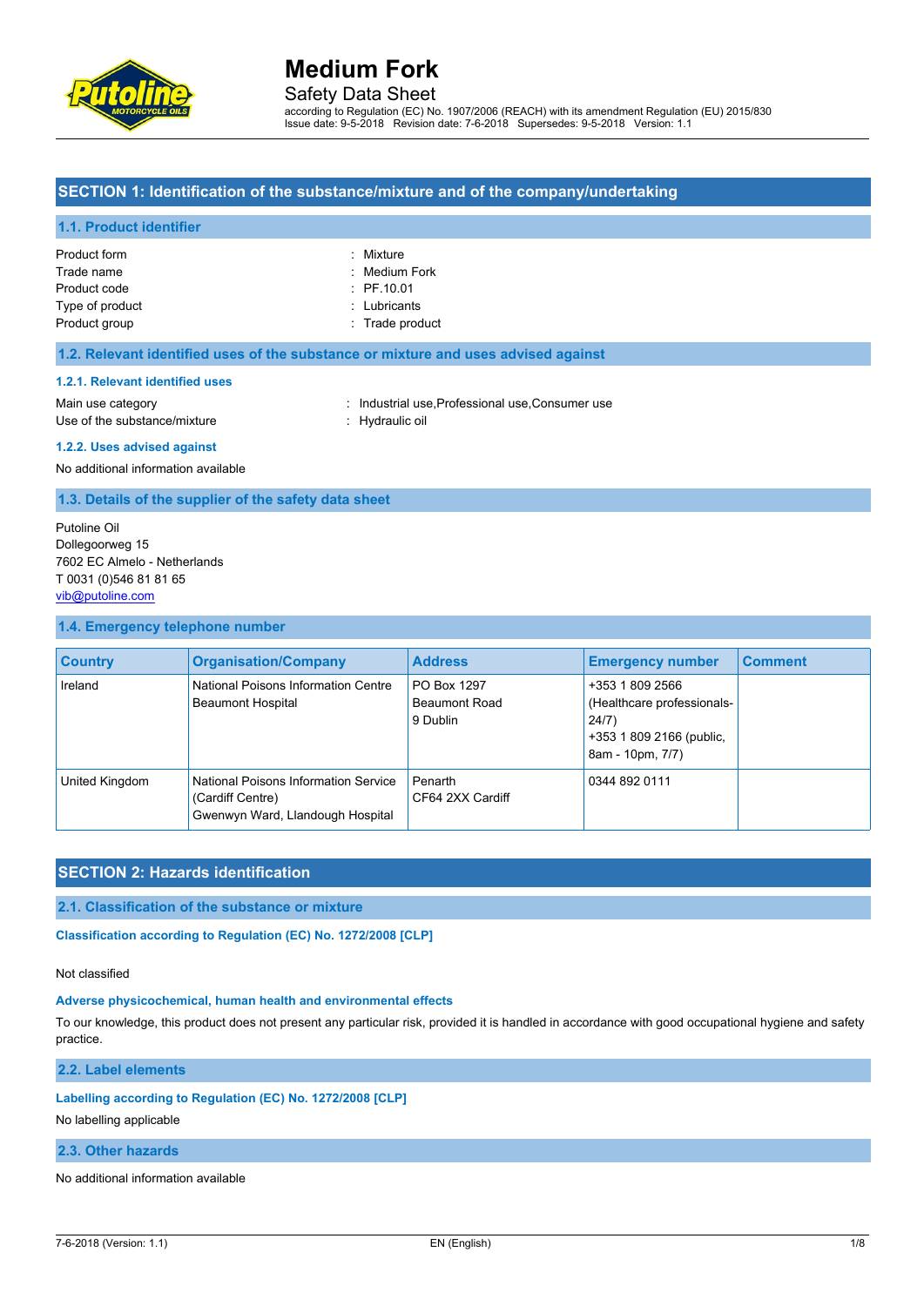# Medium Fork

Safety Data Sheet

according to Regulation (EC) No. 1907/2006 (REACH) with its amendment Regulation (EU) 2015/830
Issue date: 9-5-2018 Revision date: 7-6-2018 Supersedes: 9-5-2018 Version: 1.1

## SECTION 1: Identification of the substance/mixture and of the company/undertaking

### 1.1. Product identifier

Product form : Mixture
Trade name : Medium Fork
Product code : PF.10.01
Type of product : Lubricants
Product group : Trade product

### 1.2. Relevant identified uses of the substance or mixture and uses advised against

#### 1.2.1. Relevant identified uses

Main use category : Industrial use,Professional use,Consumer use
Use of the substance/mixture : Hydraulic oil

#### 1.2.2. Uses advised against

No additional information available

### 1.3. Details of the supplier of the safety data sheet

Putoline Oil
Dollegoorweg 15
7602 EC Almelo - Netherlands
T 0031 (0)546 81 81 65
vib@putoline.com

### 1.4. Emergency telephone number

| Country | Organisation/Company | Address | Emergency number | Comment |
|---|---|---|---|---|
| Ireland | National Poisons Information Centre Beaumont Hospital | PO Box 1297 Beaumont Road 9 Dublin | +353 1 809 2566 (Healthcare professionals-24/7) +353 1 809 2166 (public, 8am - 10pm, 7/7) | |
| United Kingdom | National Poisons Information Service (Cardiff Centre) Gwenwyn Ward, Llandough Hospital | Penarth CF64 2XX Cardiff | 0344 892 0111 | |

## SECTION 2: Hazards identification

### 2.1. Classification of the substance or mixture

#### Classification according to Regulation (EC) No. 1272/2008 [CLP]

Not classified

#### Adverse physicochemical, human health and environmental effects

To our knowledge, this product does not present any particular risk, provided it is handled in accordance with good occupational hygiene and safety practice.

### 2.2. Label elements

#### Labelling according to Regulation (EC) No. 1272/2008 [CLP]

No labelling applicable

### 2.3. Other hazards

No additional information available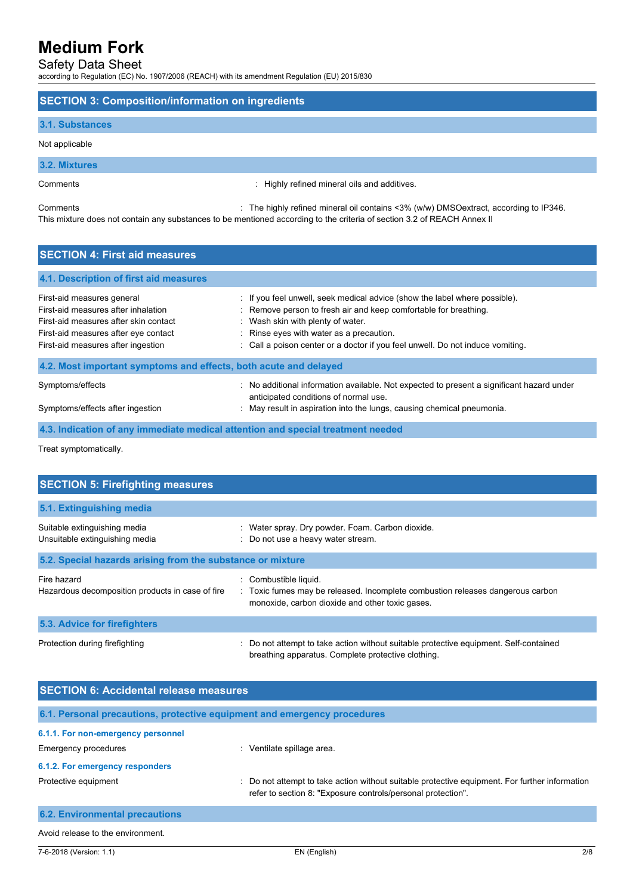## SECTION 3: Composition/information on ingredients

### 3.1. Substances

Not applicable

### 3.2. Mixtures

Comments : Highly refined mineral oils and additives.

Comments : The highly refined mineral oil contains <3% (w/w) DMSOextract, according to IP346.

This mixture does not contain any substances to be mentioned according to the criteria of section 3.2 of REACH Annex II

## SECTION 4: First aid measures

### 4.1. Description of first aid measures

| | |
|---|---|
| First-aid measures general | : If you feel unwell, seek medical advice (show the label where possible). |
| First-aid measures after inhalation | : Remove person to fresh air and keep comfortable for breathing. |
| First-aid measures after skin contact | : Wash skin with plenty of water. |
| First-aid measures after eye contact | : Rinse eyes with water as a precaution. |
| First-aid measures after ingestion | : Call a poison center or a doctor if you feel unwell. Do not induce vomiting. |

### 4.2. Most important symptoms and effects, both acute and delayed

| | |
|---|---|
| Symptoms/effects | : No additional information available. Not expected to present a significant hazard under anticipated conditions of normal use. |
| Symptoms/effects after ingestion | : May result in aspiration into the lungs, causing chemical pneumonia. |

### 4.3. Indication of any immediate medical attention and special treatment needed

Treat symptomatically.

## SECTION 5: Firefighting measures

### 5.1. Extinguishing media

| | |
|---|---|
| Suitable extinguishing media | : Water spray. Dry powder. Foam. Carbon dioxide. |
| Unsuitable extinguishing media | : Do not use a heavy water stream. |

### 5.2. Special hazards arising from the substance or mixture

| | |
|---|---|
| Fire hazard | : Combustible liquid. |
| Hazardous decomposition products in case of fire | : Toxic fumes may be released. Incomplete combustion releases dangerous carbon monoxide, carbon dioxide and other toxic gases. |

### 5.3. Advice for firefighters

| | |
|---|---|
| Protection during firefighting | : Do not attempt to take action without suitable protective equipment. Self-contained breathing apparatus. Complete protective clothing. |

## SECTION 6: Accidental release measures

### 6.1. Personal precautions, protective equipment and emergency procedures

#### 6.1.1. For non-emergency personnel

Emergency procedures : Ventilate spillage area.

#### 6.1.2. For emergency responders

Protective equipment : Do not attempt to take action without suitable protective equipment. For further information refer to section 8: "Exposure controls/personal protection".

### 6.2. Environmental precautions

Avoid release to the environment.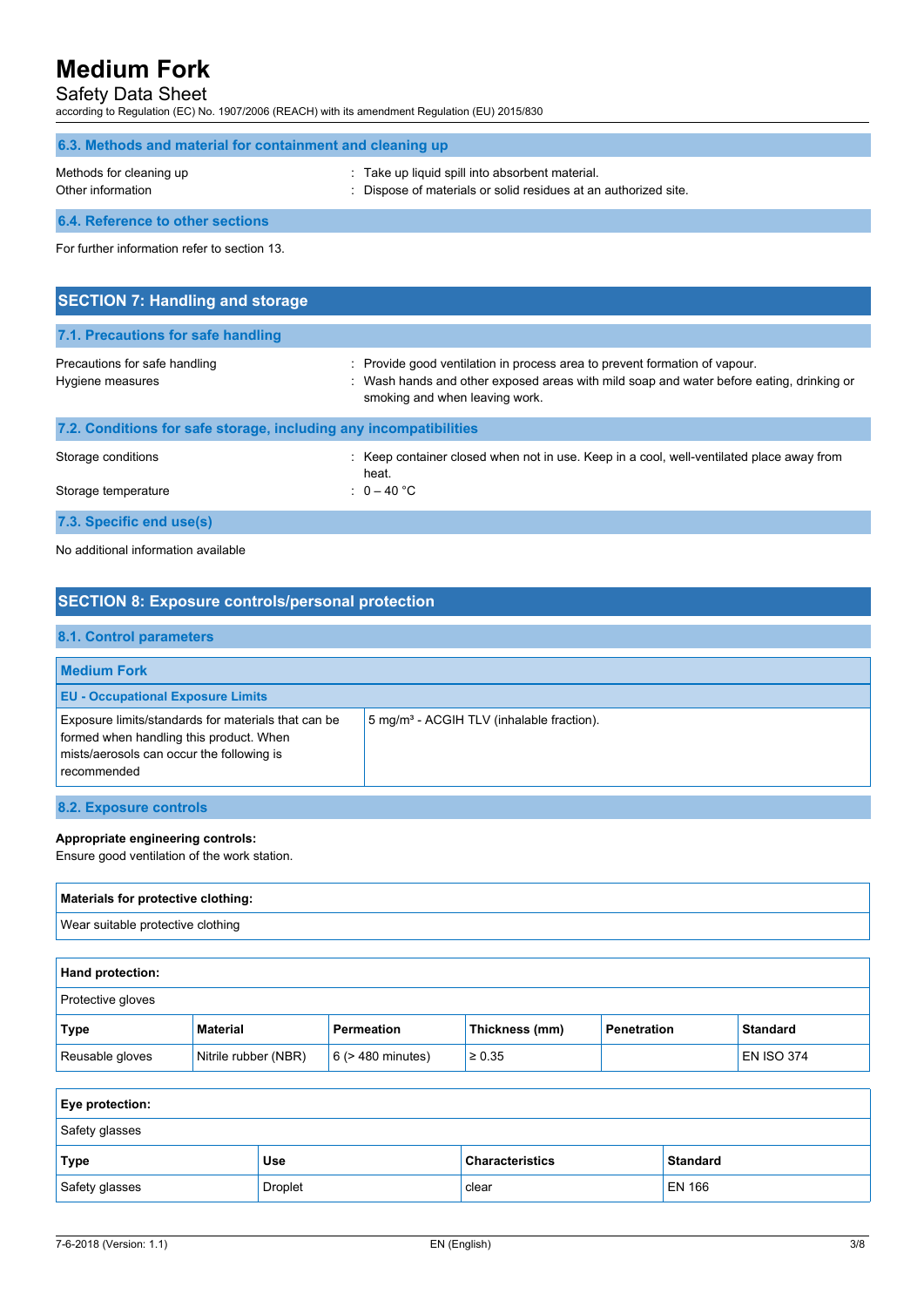### 6.3. Methods and material for containment and cleaning up

Methods for cleaning up : Take up liquid spill into absorbent material.

Other information : Dispose of materials or solid residues at an authorized site.

### 6.4. Reference to other sections

For further information refer to section 13.

## SECTION 7: Handling and storage

### 7.1. Precautions for safe handling

Precautions for safe handling : Provide good ventilation in process area to prevent formation of vapour.

Hygiene measures : Wash hands and other exposed areas with mild soap and water before eating, drinking or smoking and when leaving work.

### 7.2. Conditions for safe storage, including any incompatibilities

Storage conditions : Keep container closed when not in use. Keep in a cool, well-ventilated place away from heat.

Storage temperature : 0 – 40 °C

### 7.3. Specific end use(s)

No additional information available

## SECTION 8: Exposure controls/personal protection

### 8.1. Control parameters

| Medium Fork | |
|---|---|
| **EU - Occupational Exposure Limits** | |
| Exposure limits/standards for materials that can be formed when handling this product. When mists/aerosols can occur the following is recommended | 5 mg/m³ - ACGIH TLV (inhalable fraction). |

### 8.2. Exposure controls

**Appropriate engineering controls:**

Ensure good ventilation of the work station.

| Materials for protective clothing: |
|---|
| Wear suitable protective clothing |

**Hand protection:**

Protective gloves

| Type | Material | Permeation | Thickness (mm) | Penetration | Standard |
|---|---|---|---|---|---|
| Reusable gloves | Nitrile rubber (NBR) | 6 (> 480 minutes) | ≥ 0.35 | | EN ISO 374 |

**Eye protection:**

Safety glasses

| Type | Use | Characteristics | Standard |
|---|---|---|---|
| Safety glasses | Droplet | clear | EN 166 |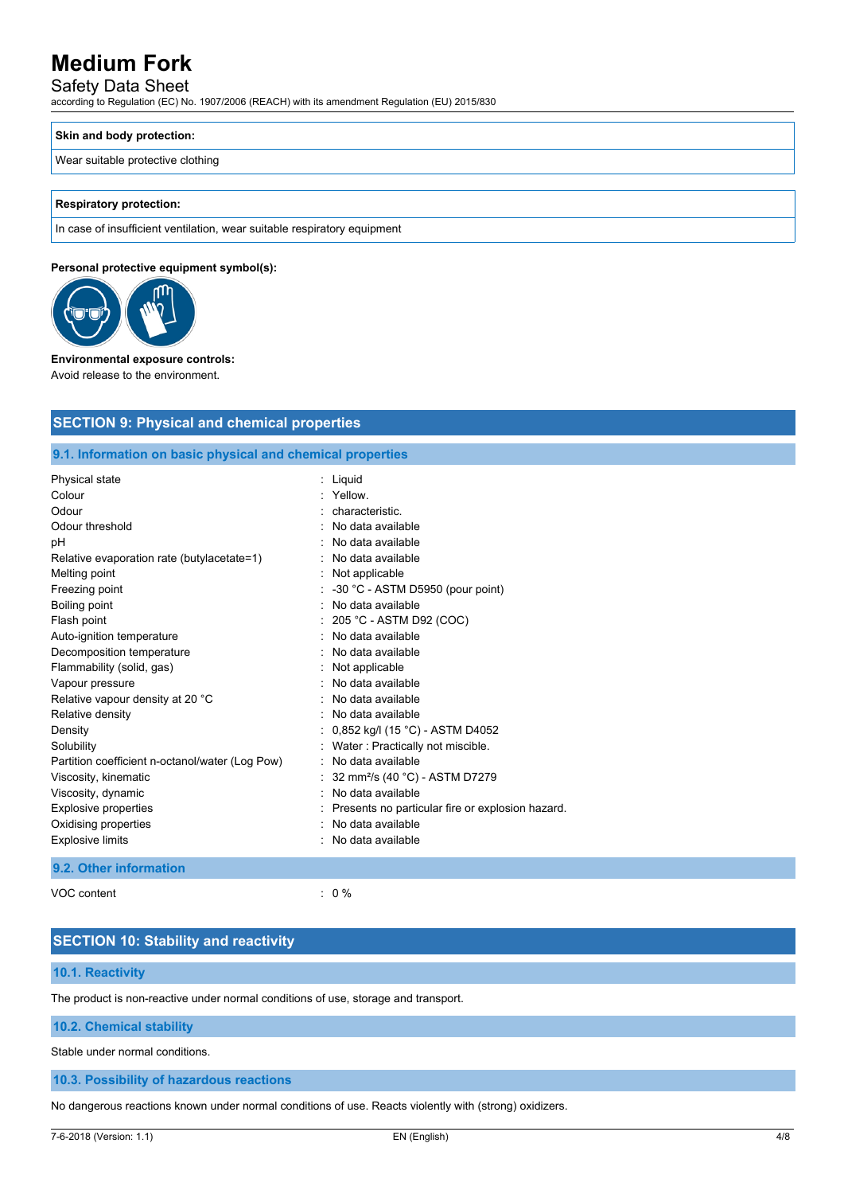| Skin and body protection: |
| --- |
| Wear suitable protective clothing |

| Respiratory protection: |
| --- |
| In case of insufficient ventilation, wear suitable respiratory equipment |

**Personal protective equipment symbol(s):**

**Environmental exposure controls:**

Avoid release to the environment.

## SECTION 9: Physical and chemical properties

### 9.1. Information on basic physical and chemical properties

| | |
| --- | --- |
| Physical state | : Liquid |
| Colour | : Yellow. |
| Odour | : characteristic. |
| Odour threshold | : No data available |
| pH | : No data available |
| Relative evaporation rate (butylacetate=1) | : No data available |
| Melting point | : Not applicable |
| Freezing point | : -30 °C - ASTM D5950 (pour point) |
| Boiling point | : No data available |
| Flash point | : 205 °C - ASTM D92 (COC) |
| Auto-ignition temperature | : No data available |
| Decomposition temperature | : No data available |
| Flammability (solid, gas) | : Not applicable |
| Vapour pressure | : No data available |
| Relative vapour density at 20 °C | : No data available |
| Relative density | : No data available |
| Density | : 0,852 kg/l (15 °C) - ASTM D4052 |
| Solubility | : Water : Practically not miscible. |
| Partition coefficient n-octanol/water (Log Pow) | : No data available |
| Viscosity, kinematic | : 32 mm²/s (40 °C) - ASTM D7279 |
| Viscosity, dynamic | : No data available |
| Explosive properties | : Presents no particular fire or explosion hazard. |
| Oxidising properties | : No data available |
| Explosive limits | : No data available |

### 9.2. Other information

| | |
| --- | --- |
| VOC content | : 0 % |

## SECTION 10: Stability and reactivity

### 10.1. Reactivity

The product is non-reactive under normal conditions of use, storage and transport.

### 10.2. Chemical stability

Stable under normal conditions.

### 10.3. Possibility of hazardous reactions

No dangerous reactions known under normal conditions of use. Reacts violently with (strong) oxidizers.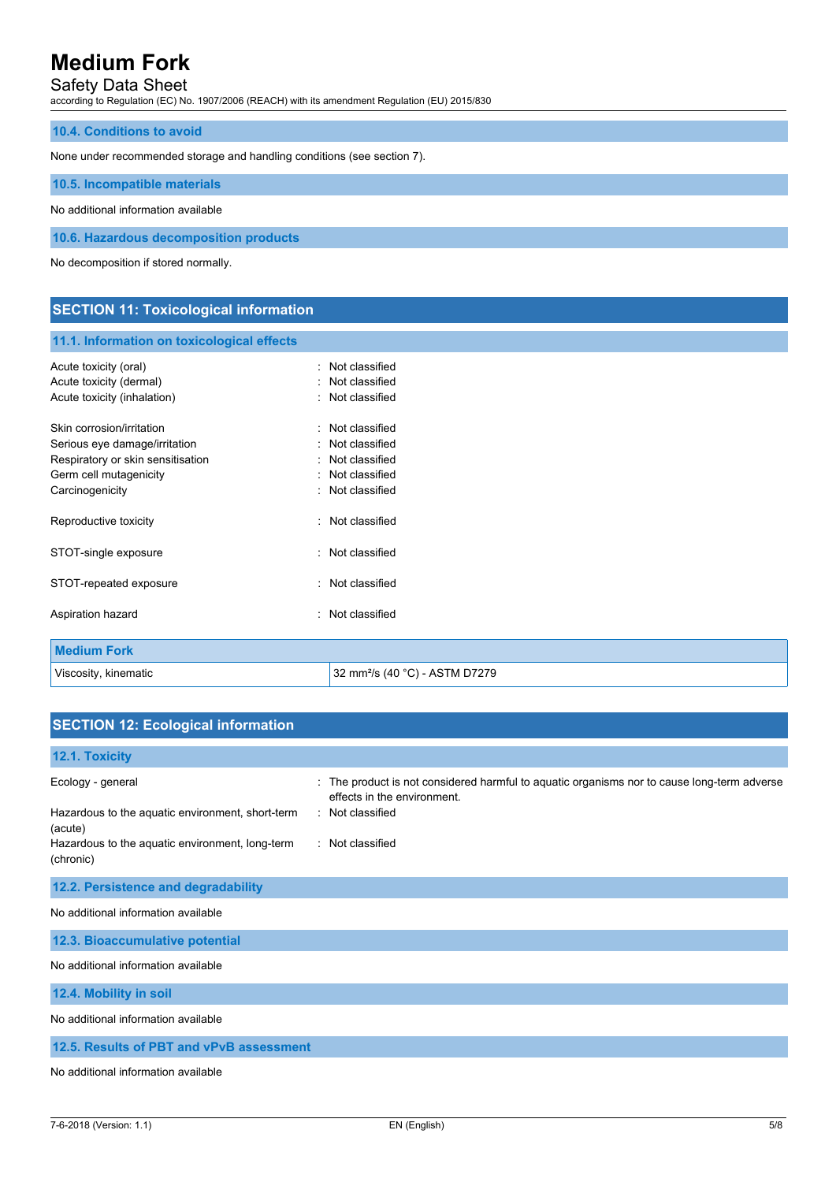### 10.4. Conditions to avoid

None under recommended storage and handling conditions (see section 7).

### 10.5. Incompatible materials

No additional information available

### 10.6. Hazardous decomposition products

No decomposition if stored normally.

## SECTION 11: Toxicological information

### 11.1. Information on toxicological effects

Acute toxicity (oral) : Not classified
Acute toxicity (dermal) : Not classified
Acute toxicity (inhalation) : Not classified

Skin corrosion/irritation : Not classified
Serious eye damage/irritation : Not classified
Respiratory or skin sensitisation : Not classified
Germ cell mutagenicity : Not classified
Carcinogenicity : Not classified

Reproductive toxicity : Not classified

STOT-single exposure : Not classified

STOT-repeated exposure : Not classified

Aspiration hazard : Not classified

| Medium Fork | |
|---|---|
| Viscosity, kinematic | 32 mm²/s (40 °C) - ASTM D7279 |

## SECTION 12: Ecological information

### 12.1. Toxicity

Ecology - general : The product is not considered harmful to aquatic organisms nor to cause long-term adverse effects in the environment.
Hazardous to the aquatic environment, short-term (acute) : Not classified
Hazardous to the aquatic environment, long-term (chronic) : Not classified

### 12.2. Persistence and degradability

No additional information available

### 12.3. Bioaccumulative potential

No additional information available

### 12.4. Mobility in soil

No additional information available

### 12.5. Results of PBT and vPvB assessment

No additional information available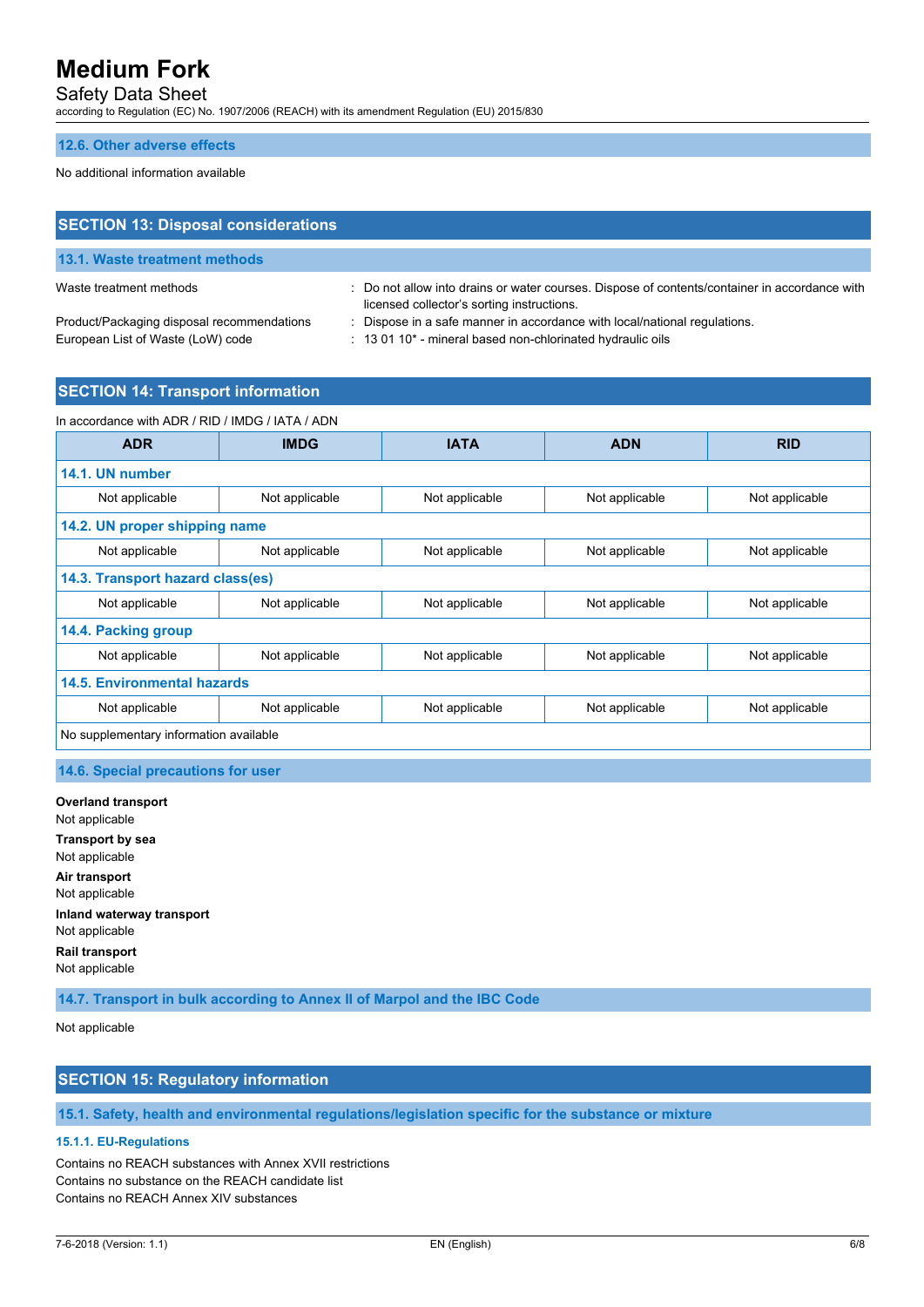### 12.6. Other adverse effects

No additional information available

## SECTION 13: Disposal considerations

### 13.1. Waste treatment methods

Waste treatment methods : Do not allow into drains or water courses. Dispose of contents/container in accordance with licensed collector's sorting instructions.

Product/Packaging disposal recommendations : Dispose in a safe manner in accordance with local/national regulations.

European List of Waste (LoW) code : 13 01 10* - mineral based non-chlorinated hydraulic oils

## SECTION 14: Transport information

In accordance with ADR / RID / IMDG / IATA / ADN

| ADR | IMDG | IATA | ADN | RID |
|---|---|---|---|---|
| **14.1. UN number** | | | | |
| Not applicable | Not applicable | Not applicable | Not applicable | Not applicable |
| **14.2. UN proper shipping name** | | | | |
| Not applicable | Not applicable | Not applicable | Not applicable | Not applicable |
| **14.3. Transport hazard class(es)** | | | | |
| Not applicable | Not applicable | Not applicable | Not applicable | Not applicable |
| **14.4. Packing group** | | | | |
| Not applicable | Not applicable | Not applicable | Not applicable | Not applicable |
| **14.5. Environmental hazards** | | | | |
| Not applicable | Not applicable | Not applicable | Not applicable | Not applicable |
| No supplementary information available | | | | |

### 14.6. Special precautions for user

**Overland transport**
Not applicable

**Transport by sea**
Not applicable

**Air transport**
Not applicable

**Inland waterway transport**
Not applicable

**Rail transport**
Not applicable

### 14.7. Transport in bulk according to Annex II of Marpol and the IBC Code

Not applicable

## SECTION 15: Regulatory information

### 15.1. Safety, health and environmental regulations/legislation specific for the substance or mixture

#### 15.1.1. EU-Regulations

Contains no REACH substances with Annex XVII restrictions
Contains no substance on the REACH candidate list
Contains no REACH Annex XIV substances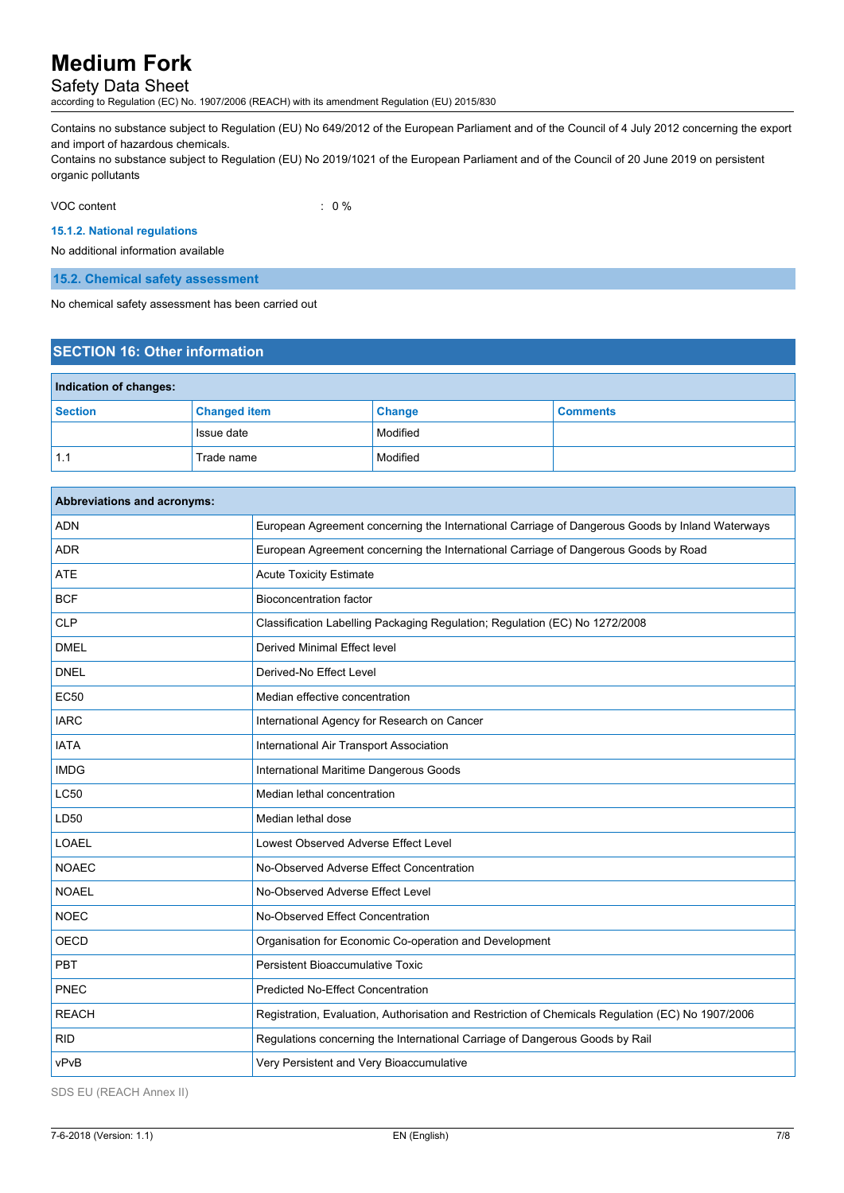Contains no substance subject to Regulation (EU) No 649/2012 of the European Parliament and of the Council of 4 July 2012 concerning the export and import of hazardous chemicals.
Contains no substance subject to Regulation (EU) No 2019/1021 of the European Parliament and of the Council of 20 June 2019 on persistent organic pollutants

VOC content : 0 %

#### 15.1.2. National regulations

No additional information available

### 15.2. Chemical safety assessment

No chemical safety assessment has been carried out

## SECTION 16: Other information

**Indication of changes:**

| Section | Changed item | Change | Comments |
|---|---|---|---|
| | Issue date | Modified | |
| 1.1 | Trade name | Modified | |

**Abbreviations and acronyms:**

| | |
|---|---|
| ADN | European Agreement concerning the International Carriage of Dangerous Goods by Inland Waterways |
| ADR | European Agreement concerning the International Carriage of Dangerous Goods by Road |
| ATE | Acute Toxicity Estimate |
| BCF | Bioconcentration factor |
| CLP | Classification Labelling Packaging Regulation; Regulation (EC) No 1272/2008 |
| DMEL | Derived Minimal Effect level |
| DNEL | Derived-No Effect Level |
| EC50 | Median effective concentration |
| IARC | International Agency for Research on Cancer |
| IATA | International Air Transport Association |
| IMDG | International Maritime Dangerous Goods |
| LC50 | Median lethal concentration |
| LD50 | Median lethal dose |
| LOAEL | Lowest Observed Adverse Effect Level |
| NOAEC | No-Observed Adverse Effect Concentration |
| NOAEL | No-Observed Adverse Effect Level |
| NOEC | No-Observed Effect Concentration |
| OECD | Organisation for Economic Co-operation and Development |
| PBT | Persistent Bioaccumulative Toxic |
| PNEC | Predicted No-Effect Concentration |
| REACH | Registration, Evaluation, Authorisation and Restriction of Chemicals Regulation (EC) No 1907/2006 |
| RID | Regulations concerning the International Carriage of Dangerous Goods by Rail |
| vPvB | Very Persistent and Very Bioaccumulative |

SDS EU (REACH Annex II)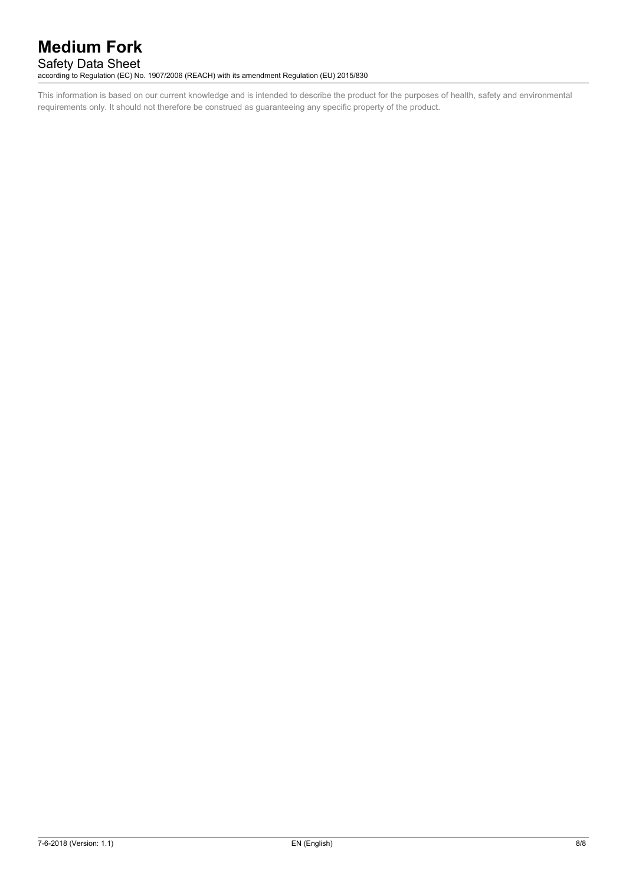This information is based on our current knowledge and is intended to describe the product for the purposes of health, safety and environmental requirements only. It should not therefore be construed as guaranteeing any specific property of the product.